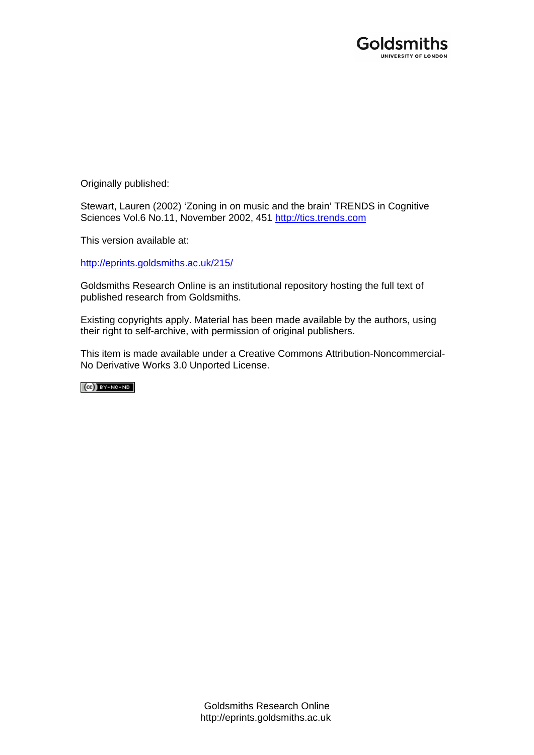Goldsmiths

UNIVERSITY OF LONDON

Originally published:

Stewart, Lauren (2002) 'Zoning in on music and the brain' TRENDS in Cognitive Sciences Vol.6 No.11, November 2002, 451 http://tics.trends.com

This version available at:

http://eprints.goldsmiths.ac.uk/215/

Goldsmiths Research Online is an institutional repository hosting the full text of published research from Goldsmiths.

Existing copyrights apply. Material has been made available by the authors, using their right to self-archive, with permission of original publishers.

This item is made available under a Creative Commons Attribution-Noncommercial-No Derivative Works 3.0 Unported License.

Goldsmiths Research Online
http://eprints.goldsmiths.ac.uk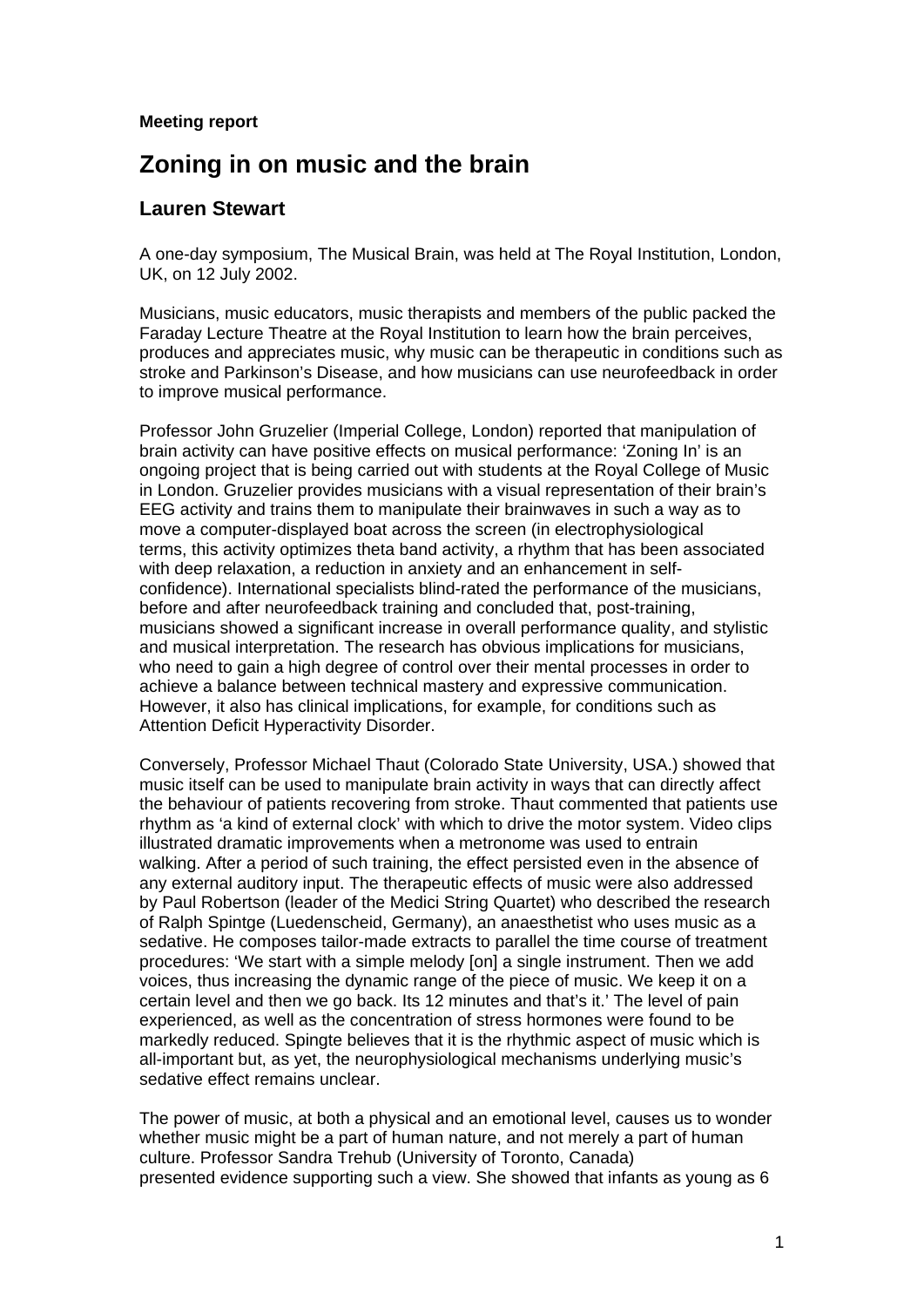**Meeting report**

# Zoning in on music and the brain

## Lauren Stewart

A one-day symposium, The Musical Brain, was held at The Royal Institution, London, UK, on 12 July 2002.

Musicians, music educators, music therapists and members of the public packed the Faraday Lecture Theatre at the Royal Institution to learn how the brain perceives, produces and appreciates music, why music can be therapeutic in conditions such as stroke and Parkinson's Disease, and how musicians can use neurofeedback in order to improve musical performance.

Professor John Gruzelier (Imperial College, London) reported that manipulation of brain activity can have positive effects on musical performance: 'Zoning In' is an ongoing project that is being carried out with students at the Royal College of Music in London. Gruzelier provides musicians with a visual representation of their brain's EEG activity and trains them to manipulate their brainwaves in such a way as to move a computer-displayed boat across the screen (in electrophysiological terms, this activity optimizes theta band activity, a rhythm that has been associated with deep relaxation, a reduction in anxiety and an enhancement in self-confidence). International specialists blind-rated the performance of the musicians, before and after neurofeedback training and concluded that, post-training, musicians showed a significant increase in overall performance quality, and stylistic and musical interpretation. The research has obvious implications for musicians, who need to gain a high degree of control over their mental processes in order to achieve a balance between technical mastery and expressive communication. However, it also has clinical implications, for example, for conditions such as Attention Deficit Hyperactivity Disorder.

Conversely, Professor Michael Thaut (Colorado State University, USA.) showed that music itself can be used to manipulate brain activity in ways that can directly affect the behaviour of patients recovering from stroke. Thaut commented that patients use rhythm as 'a kind of external clock' with which to drive the motor system. Video clips illustrated dramatic improvements when a metronome was used to entrain walking. After a period of such training, the effect persisted even in the absence of any external auditory input. The therapeutic effects of music were also addressed by Paul Robertson (leader of the Medici String Quartet) who described the research of Ralph Spintge (Luedenscheid, Germany), an anaesthetist who uses music as a sedative. He composes tailor-made extracts to parallel the time course of treatment procedures: 'We start with a simple melody [on] a single instrument. Then we add voices, thus increasing the dynamic range of the piece of music. We keep it on a certain level and then we go back. Its 12 minutes and that's it.' The level of pain experienced, as well as the concentration of stress hormones were found to be markedly reduced. Spingte believes that it is the rhythmic aspect of music which is all-important but, as yet, the neurophysiological mechanisms underlying music's sedative effect remains unclear.

The power of music, at both a physical and an emotional level, causes us to wonder whether music might be a part of human nature, and not merely a part of human culture. Professor Sandra Trehub (University of Toronto, Canada) presented evidence supporting such a view. She showed that infants as young as 6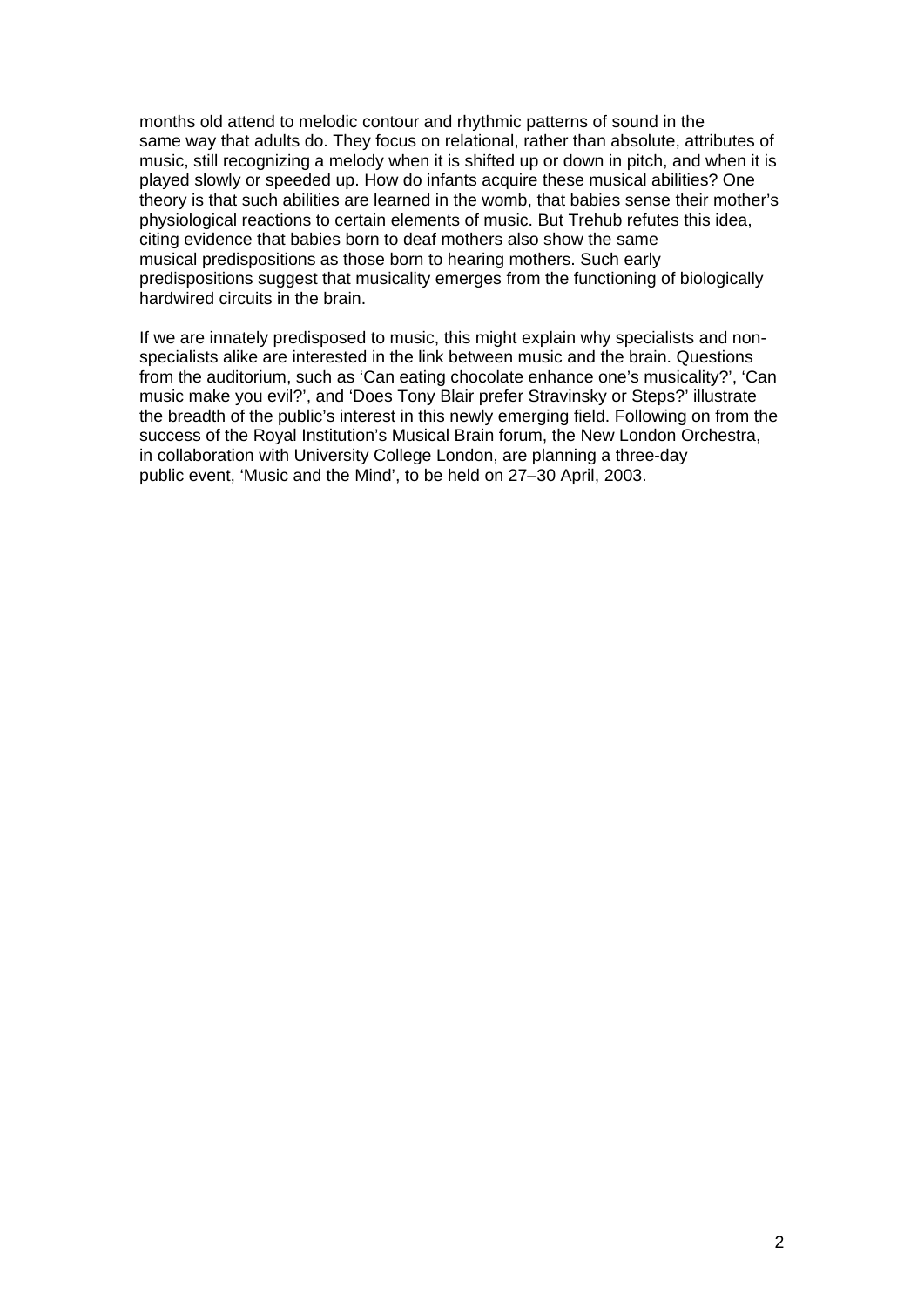months old attend to melodic contour and rhythmic patterns of sound in the same way that adults do. They focus on relational, rather than absolute, attributes of music, still recognizing a melody when it is shifted up or down in pitch, and when it is played slowly or speeded up. How do infants acquire these musical abilities? One theory is that such abilities are learned in the womb, that babies sense their mother's physiological reactions to certain elements of music. But Trehub refutes this idea, citing evidence that babies born to deaf mothers also show the same musical predispositions as those born to hearing mothers. Such early predispositions suggest that musicality emerges from the functioning of biologically hardwired circuits in the brain.

If we are innately predisposed to music, this might explain why specialists and non-specialists alike are interested in the link between music and the brain. Questions from the auditorium, such as 'Can eating chocolate enhance one's musicality?', 'Can music make you evil?', and 'Does Tony Blair prefer Stravinsky or Steps?' illustrate the breadth of the public's interest in this newly emerging field. Following on from the success of the Royal Institution's Musical Brain forum, the New London Orchestra, in collaboration with University College London, are planning a three-day public event, 'Music and the Mind', to be held on 27–30 April, 2003.